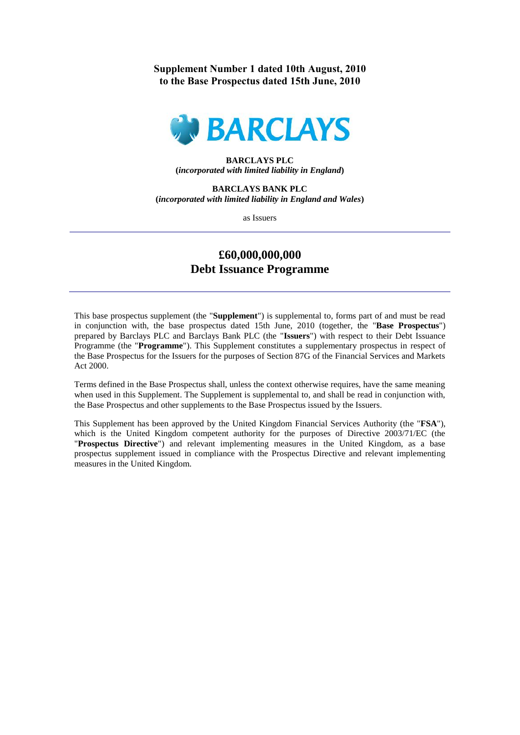**Supplement Number 1 dated 10th August, 2010**
**to the Base Prospectus dated 15th June, 2010**

BARCLAYS

**BARCLAYS PLC**
**(*incorporated with limited liability in England*)**

**BARCLAYS BANK PLC**
**(*incorporated with limited liability in England and Wales*)**

as Issuers

---

# £60,000,000,000
# Debt Issuance Programme

---

This base prospectus supplement (the "**Supplement**") is supplemental to, forms part of and must be read in conjunction with, the base prospectus dated 15th June, 2010 (together, the "**Base Prospectus**") prepared by Barclays PLC and Barclays Bank PLC (the "**Issuers**") with respect to their Debt Issuance Programme (the "**Programme**"). This Supplement constitutes a supplementary prospectus in respect of the Base Prospectus for the Issuers for the purposes of Section 87G of the Financial Services and Markets Act 2000.

Terms defined in the Base Prospectus shall, unless the context otherwise requires, have the same meaning when used in this Supplement. The Supplement is supplemental to, and shall be read in conjunction with, the Base Prospectus and other supplements to the Base Prospectus issued by the Issuers.

This Supplement has been approved by the United Kingdom Financial Services Authority (the "**FSA**"), which is the United Kingdom competent authority for the purposes of Directive 2003/71/EC (the "**Prospectus Directive**") and relevant implementing measures in the United Kingdom, as a base prospectus supplement issued in compliance with the Prospectus Directive and relevant implementing measures in the United Kingdom.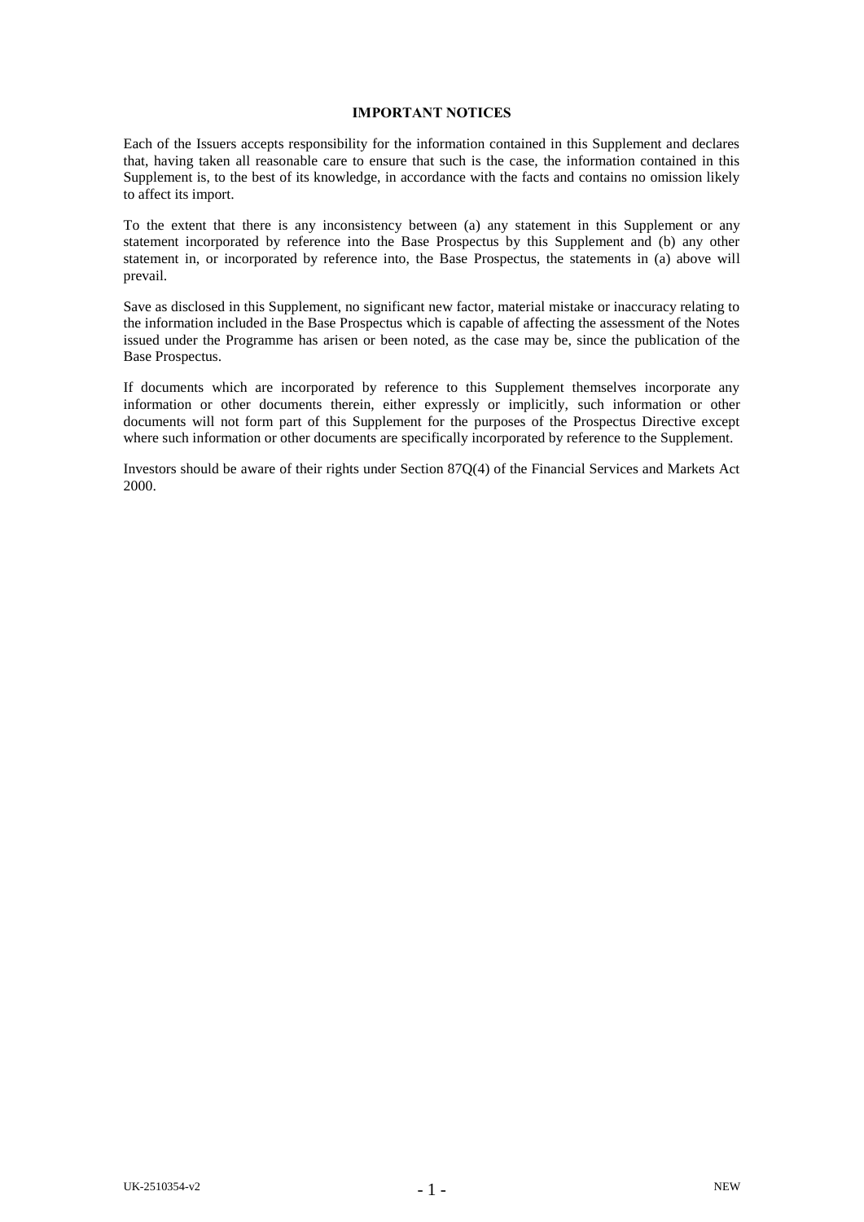## IMPORTANT NOTICES

Each of the Issuers accepts responsibility for the information contained in this Supplement and declares that, having taken all reasonable care to ensure that such is the case, the information contained in this Supplement is, to the best of its knowledge, in accordance with the facts and contains no omission likely to affect its import.

To the extent that there is any inconsistency between (a) any statement in this Supplement or any statement incorporated by reference into the Base Prospectus by this Supplement and (b) any other statement in, or incorporated by reference into, the Base Prospectus, the statements in (a) above will prevail.

Save as disclosed in this Supplement, no significant new factor, material mistake or inaccuracy relating to the information included in the Base Prospectus which is capable of affecting the assessment of the Notes issued under the Programme has arisen or been noted, as the case may be, since the publication of the Base Prospectus.

If documents which are incorporated by reference to this Supplement themselves incorporate any information or other documents therein, either expressly or implicitly, such information or other documents will not form part of this Supplement for the purposes of the Prospectus Directive except where such information or other documents are specifically incorporated by reference to the Supplement.

Investors should be aware of their rights under Section 87Q(4) of the Financial Services and Markets Act 2000.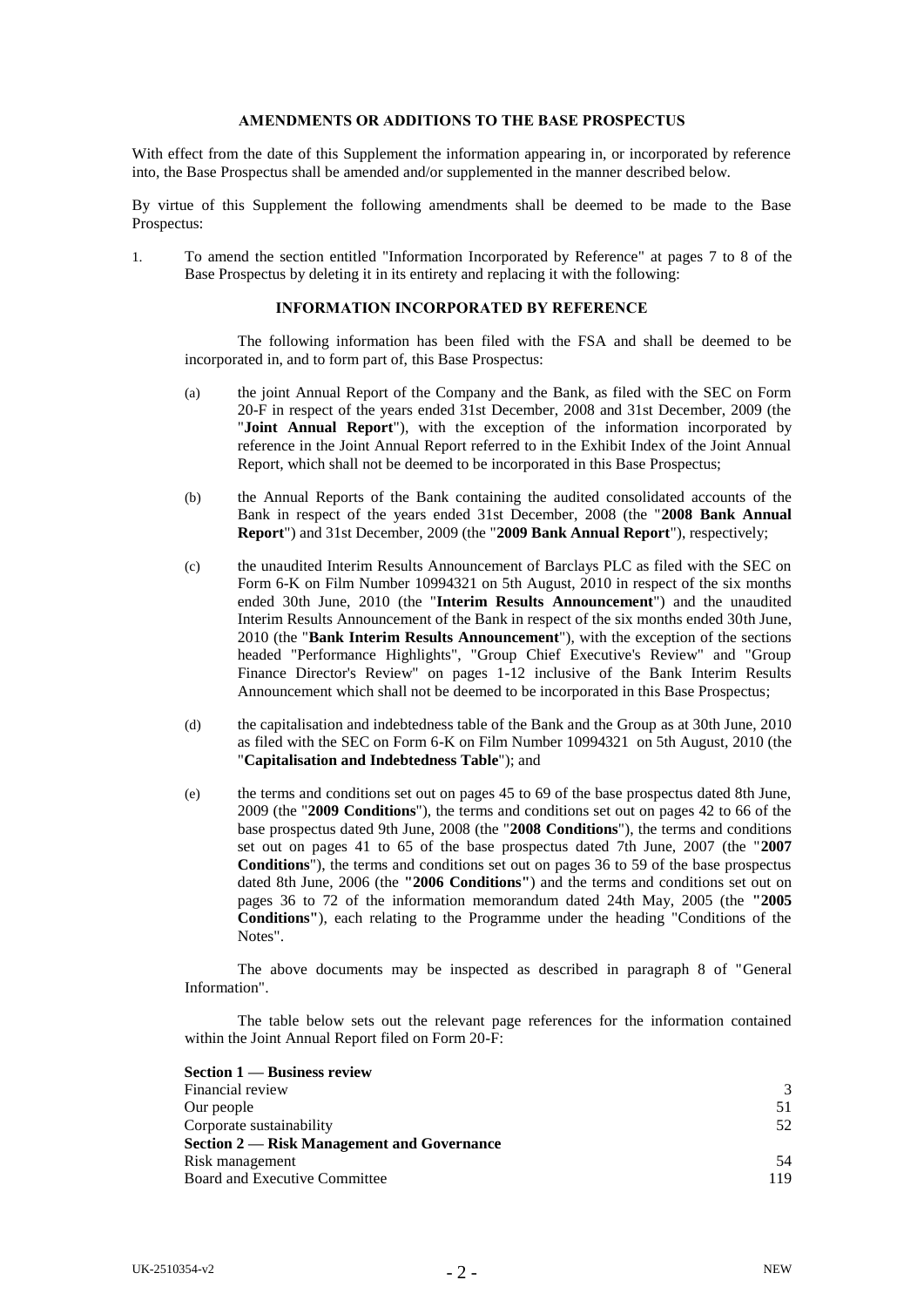## AMENDMENTS OR ADDITIONS TO THE BASE PROSPECTUS

With effect from the date of this Supplement the information appearing in, or incorporated by reference into, the Base Prospectus shall be amended and/or supplemented in the manner described below.

By virtue of this Supplement the following amendments shall be deemed to be made to the Base Prospectus:

1. To amend the section entitled "Information Incorporated by Reference" at pages 7 to 8 of the Base Prospectus by deleting it in its entirety and replacing it with the following:

### INFORMATION INCORPORATED BY REFERENCE

The following information has been filed with the FSA and shall be deemed to be incorporated in, and to form part of, this Base Prospectus:

(a) the joint Annual Report of the Company and the Bank, as filed with the SEC on Form 20-F in respect of the years ended 31st December, 2008 and 31st December, 2009 (the "**Joint Annual Report**"), with the exception of the information incorporated by reference in the Joint Annual Report referred to in the Exhibit Index of the Joint Annual Report, which shall not be deemed to be incorporated in this Base Prospectus;

(b) the Annual Reports of the Bank containing the audited consolidated accounts of the Bank in respect of the years ended 31st December, 2008 (the "**2008 Bank Annual Report**") and 31st December, 2009 (the "**2009 Bank Annual Report**"), respectively;

(c) the unaudited Interim Results Announcement of Barclays PLC as filed with the SEC on Form 6-K on Film Number 10994321 on 5th August, 2010 in respect of the six months ended 30th June, 2010 (the "**Interim Results Announcement**") and the unaudited Interim Results Announcement of the Bank in respect of the six months ended 30th June, 2010 (the "**Bank Interim Results Announcement**"), with the exception of the sections headed "Performance Highlights", "Group Chief Executive's Review" and "Group Finance Director's Review" on pages 1-12 inclusive of the Bank Interim Results Announcement which shall not be deemed to be incorporated in this Base Prospectus;

(d) the capitalisation and indebtedness table of the Bank and the Group as at 30th June, 2010 as filed with the SEC on Form 6-K on Film Number 10994321 on 5th August, 2010 (the "**Capitalisation and Indebtedness Table**"); and

(e) the terms and conditions set out on pages 45 to 69 of the base prospectus dated 8th June, 2009 (the "**2009 Conditions**"), the terms and conditions set out on pages 42 to 66 of the base prospectus dated 9th June, 2008 (the "**2008 Conditions**"), the terms and conditions set out on pages 41 to 65 of the base prospectus dated 7th June, 2007 (the "**2007 Conditions**"), the terms and conditions set out on pages 36 to 59 of the base prospectus dated 8th June, 2006 (the "**2006 Conditions**") and the terms and conditions set out on pages 36 to 72 of the information memorandum dated 24th May, 2005 (the "**2005 Conditions**"), each relating to the Programme under the heading "Conditions of the Notes".

The above documents may be inspected as described in paragraph 8 of "General Information".

The table below sets out the relevant page references for the information contained within the Joint Annual Report filed on Form 20-F:

| | |
|---|---|
| **Section 1 — Business review** | |
| Financial review | 3 |
| Our people | 51 |
| Corporate sustainability | 52 |
| **Section 2 — Risk Management and Governance** | |
| Risk management | 54 |
| Board and Executive Committee | 119 |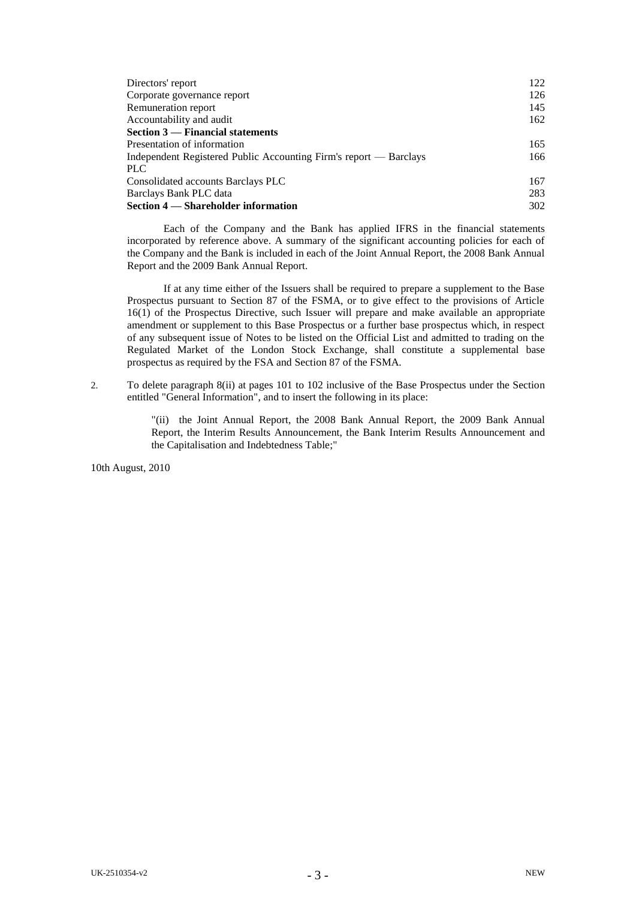| | |
|---|---|
| Directors' report | 122 |
| Corporate governance report | 126 |
| Remuneration report | 145 |
| Accountability and audit | 162 |
| **Section 3 — Financial statements** | |
| Presentation of information | 165 |
| Independent Registered Public Accounting Firm's report — Barclays PLC | 166 |
| Consolidated accounts Barclays PLC | 167 |
| Barclays Bank PLC data | 283 |
| **Section 4 — Shareholder information** | 302 |

Each of the Company and the Bank has applied IFRS in the financial statements incorporated by reference above. A summary of the significant accounting policies for each of the Company and the Bank is included in each of the Joint Annual Report, the 2008 Bank Annual Report and the 2009 Bank Annual Report.

If at any time either of the Issuers shall be required to prepare a supplement to the Base Prospectus pursuant to Section 87 of the FSMA, or to give effect to the provisions of Article 16(1) of the Prospectus Directive, such Issuer will prepare and make available an appropriate amendment or supplement to this Base Prospectus or a further base prospectus which, in respect of any subsequent issue of Notes to be listed on the Official List and admitted to trading on the Regulated Market of the London Stock Exchange, shall constitute a supplemental base prospectus as required by the FSA and Section 87 of the FSMA.

2. To delete paragraph 8(ii) at pages 101 to 102 inclusive of the Base Prospectus under the Section entitled "General Information", and to insert the following in its place:

   "(ii) the Joint Annual Report, the 2008 Bank Annual Report, the 2009 Bank Annual Report, the Interim Results Announcement, the Bank Interim Results Announcement and the Capitalisation and Indebtedness Table;"

10th August, 2010